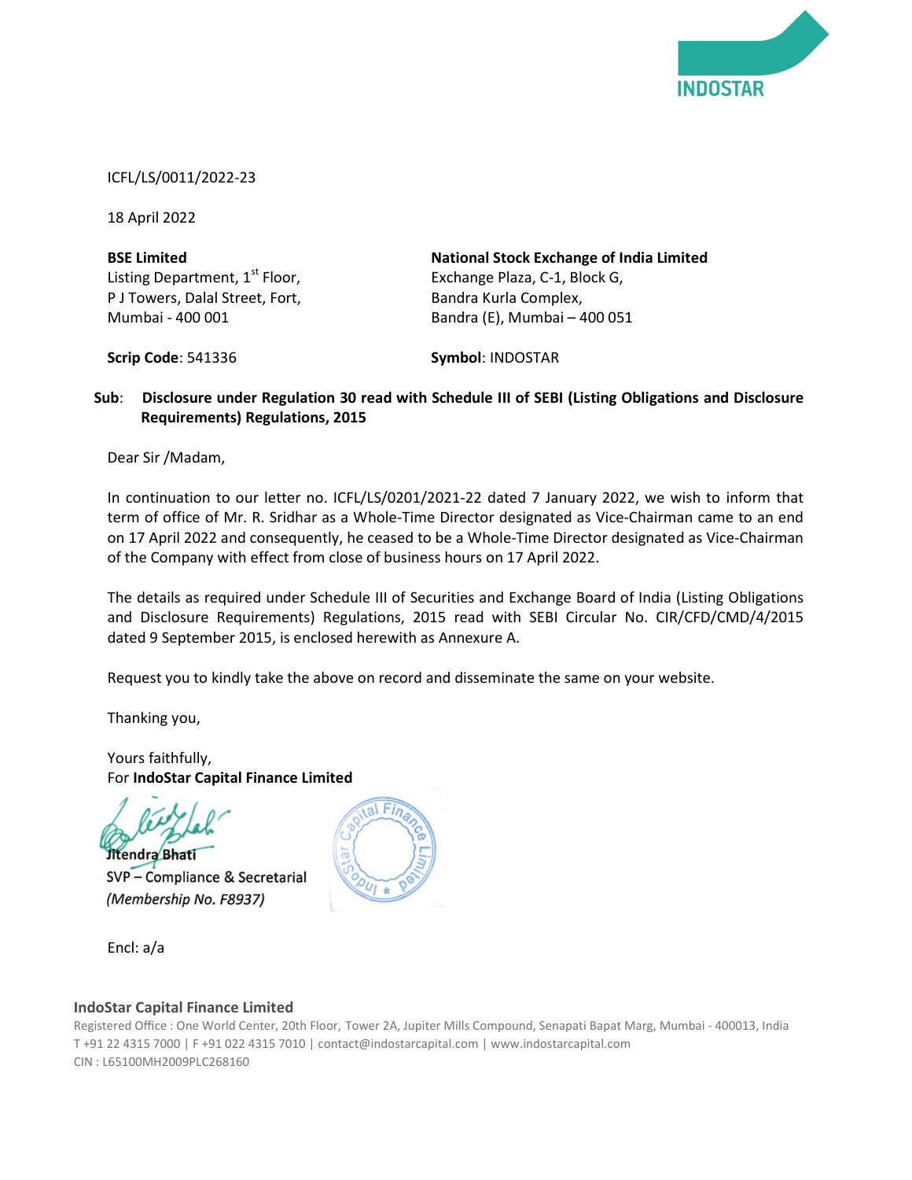ICFL/LS/0011/2022-23

18 April 2022

| **BSE Limited** | **National Stock Exchange of India Limited** |
|---|---|
| Listing Department, 1st Floor, | Exchange Plaza, C-1, Block G, |
| P J Towers, Dalal Street, Fort, | Bandra Kurla Complex, |
| Mumbai - 400 001 | Bandra (E), Mumbai – 400 051 |
| **Scrip Code**: 541336 | **Symbol**: INDOSTAR |

**Sub**: **Disclosure under Regulation 30 read with Schedule III of SEBI (Listing Obligations and Disclosure Requirements) Regulations, 2015**

Dear Sir /Madam,

In continuation to our letter no. ICFL/LS/0201/2021-22 dated 7 January 2022, we wish to inform that term of office of Mr. R. Sridhar as a Whole-Time Director designated as Vice-Chairman came to an end on 17 April 2022 and consequently, he ceased to be a Whole-Time Director designated as Vice-Chairman of the Company with effect from close of business hours on 17 April 2022.

The details as required under Schedule III of Securities and Exchange Board of India (Listing Obligations and Disclosure Requirements) Regulations, 2015 read with SEBI Circular No. CIR/CFD/CMD/4/2015 dated 9 September 2015, is enclosed herewith as Annexure A.

Request you to kindly take the above on record and disseminate the same on your website.

Thanking you,

Yours faithfully,
For **IndoStar Capital Finance Limited**

**Jitendra Bhati**
SVP – Compliance & Secretarial
*(Membership No. F8937)*

Encl: a/a

**IndoStar Capital Finance Limited**
Registered Office : One World Center, 20th Floor, Tower 2A, Jupiter Mills Compound, Senapati Bapat Marg, Mumbai - 400013, India
T +91 22 4315 7000 | F +91 022 4315 7010 | contact@indostarcapital.com | www.indostarcapital.com
CIN : L65100MH2009PLC268160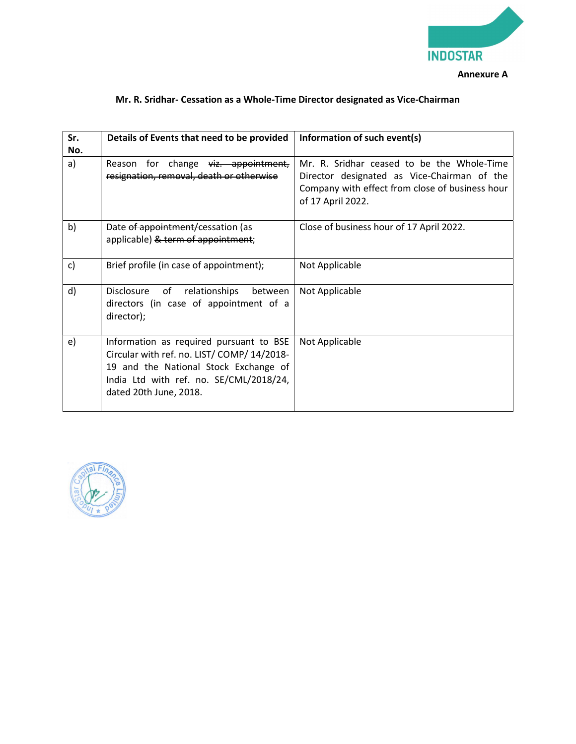Annexure A

**Mr. R. Sridhar- Cessation as a Whole-Time Director designated as Vice-Chairman**

| Sr. No. | Details of Events that need to be provided | Information of such event(s) |
|---|---|---|
| a) | Reason for change ~~viz. appointment, resignation, removal, death or otherwise~~ | Mr. R. Sridhar ceased to be the Whole-Time Director designated as Vice-Chairman of the Company with effect from close of business hour of 17 April 2022. |
| b) | Date ~~of appointment/~~cessation (as applicable) ~~& term of appointment~~; | Close of business hour of 17 April 2022. |
| c) | Brief profile (in case of appointment); | Not Applicable |
| d) | Disclosure of relationships between directors (in case of appointment of a director); | Not Applicable |
| e) | Information as required pursuant to BSE Circular with ref. no. LIST/ COMP/ 14/2018-19 and the National Stock Exchange of India Ltd with ref. no. SE/CML/2018/24, dated 20th June, 2018. | Not Applicable |